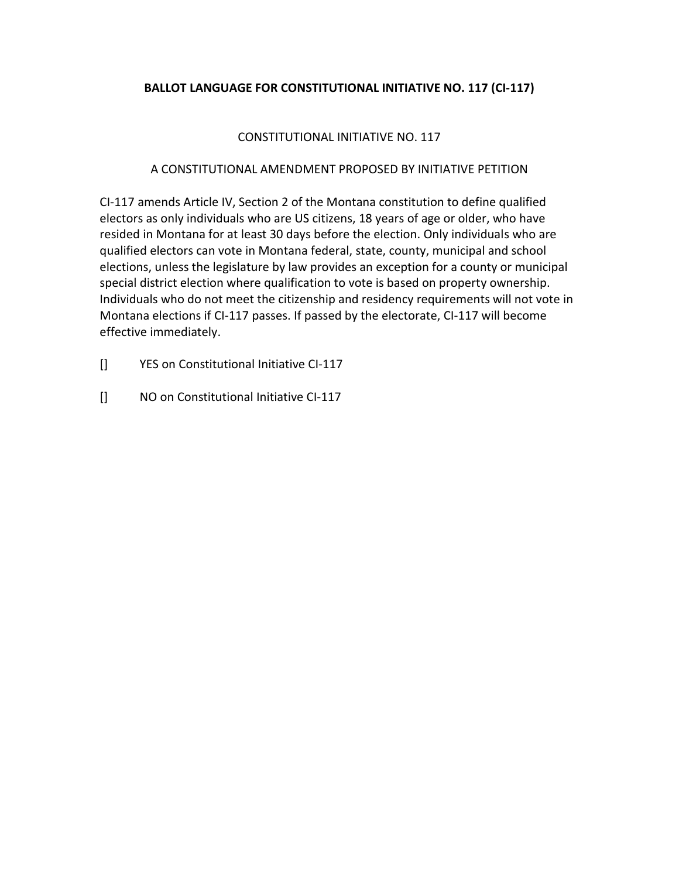**BALLOT LANGUAGE FOR CONSTITUTIONAL INITIATIVE NO. 117 (CI-117)**

CONSTITUTIONAL INITIATIVE NO. 117

A CONSTITUTIONAL AMENDMENT PROPOSED BY INITIATIVE PETITION

CI-117 amends Article IV, Section 2 of the Montana constitution to define qualified electors as only individuals who are US citizens, 18 years of age or older, who have resided in Montana for at least 30 days before the election. Only individuals who are qualified electors can vote in Montana federal, state, county, municipal and school elections, unless the legislature by law provides an exception for a county or municipal special district election where qualification to vote is based on property ownership. Individuals who do not meet the citizenship and residency requirements will not vote in Montana elections if CI-117 passes. If passed by the electorate, CI-117 will become effective immediately.

[] YES on Constitutional Initiative CI-117

[] NO on Constitutional Initiative CI-117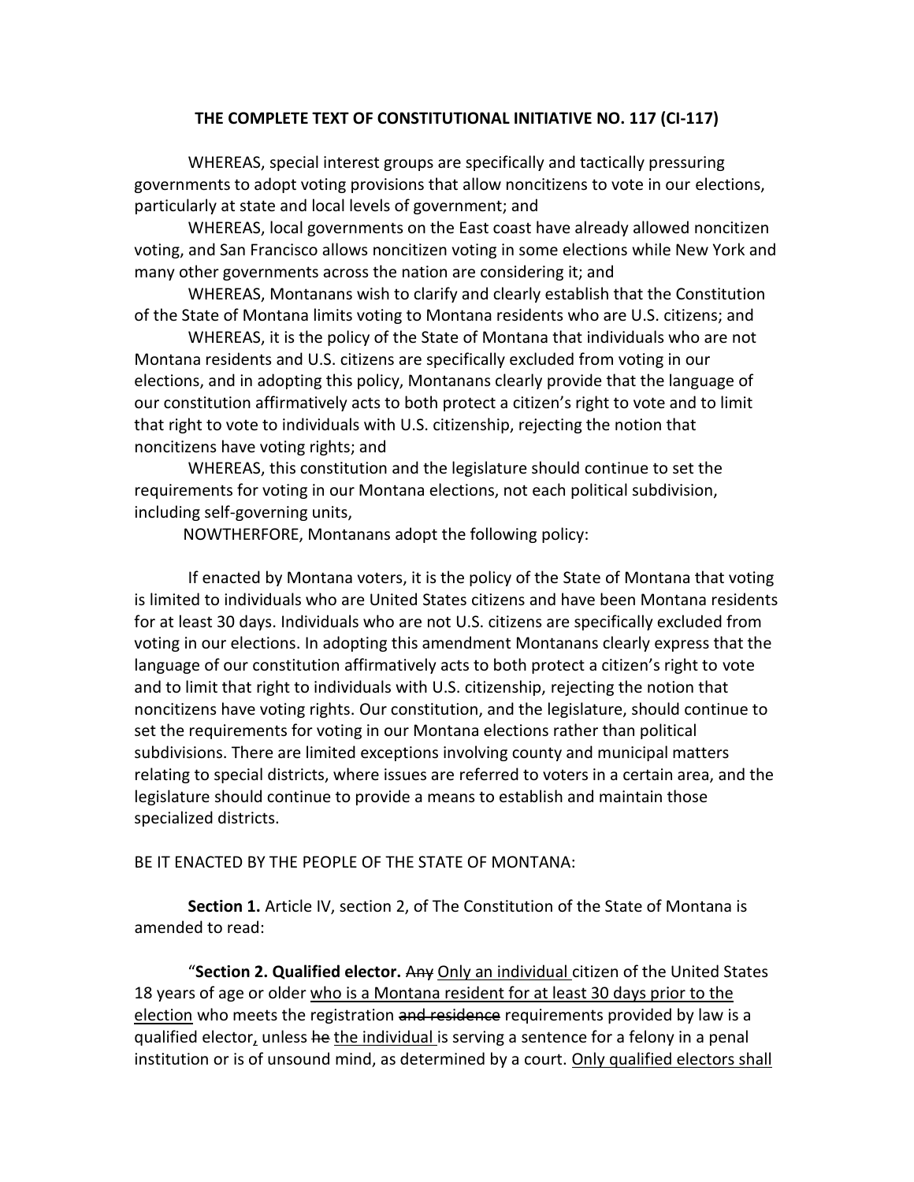**THE COMPLETE TEXT OF CONSTITUTIONAL INITIATIVE NO. 117 (CI-117)**

WHEREAS, special interest groups are specifically and tactically pressuring governments to adopt voting provisions that allow noncitizens to vote in our elections, particularly at state and local levels of government; and

WHEREAS, local governments on the East coast have already allowed noncitizen voting, and San Francisco allows noncitizen voting in some elections while New York and many other governments across the nation are considering it; and

WHEREAS, Montanans wish to clarify and clearly establish that the Constitution of the State of Montana limits voting to Montana residents who are U.S. citizens; and

WHEREAS, it is the policy of the State of Montana that individuals who are not Montana residents and U.S. citizens are specifically excluded from voting in our elections, and in adopting this policy, Montanans clearly provide that the language of our constitution affirmatively acts to both protect a citizen's right to vote and to limit that right to vote to individuals with U.S. citizenship, rejecting the notion that noncitizens have voting rights; and

WHEREAS, this constitution and the legislature should continue to set the requirements for voting in our Montana elections, not each political subdivision, including self-governing units,

NOWTHERFORE, Montanans adopt the following policy:

If enacted by Montana voters, it is the policy of the State of Montana that voting is limited to individuals who are United States citizens and have been Montana residents for at least 30 days. Individuals who are not U.S. citizens are specifically excluded from voting in our elections. In adopting this amendment Montanans clearly express that the language of our constitution affirmatively acts to both protect a citizen's right to vote and to limit that right to individuals with U.S. citizenship, rejecting the notion that noncitizens have voting rights. Our constitution, and the legislature, should continue to set the requirements for voting in our Montana elections rather than political subdivisions. There are limited exceptions involving county and municipal matters relating to special districts, where issues are referred to voters in a certain area, and the legislature should continue to provide a means to establish and maintain those specialized districts.

BE IT ENACTED BY THE PEOPLE OF THE STATE OF MONTANA:

**Section 1.** Article IV, section 2, of The Constitution of the State of Montana is amended to read:

"**Section 2. Qualified elector.** ~~Any~~ <u>Only an individual</u> citizen of the United States 18 years of age or older <u>who is a Montana resident for at least 30 days prior to the election</u> who meets the registration ~~and residence~~ requirements provided by law is a qualified elector<u>,</u> unless ~~he~~ <u>the individual</u> is serving a sentence for a felony in a penal institution or is of unsound mind, as determined by a court. <u>Only qualified electors shall</u>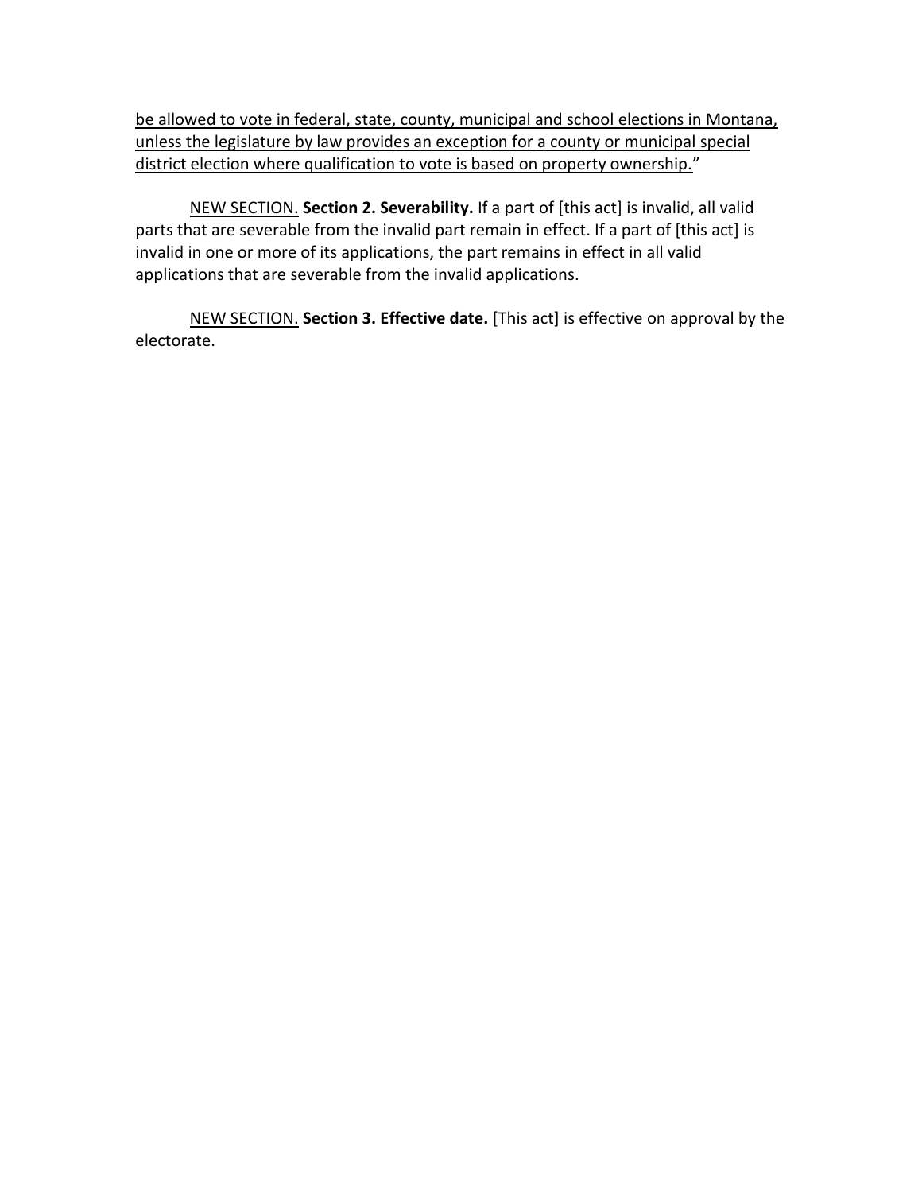<u>be allowed to vote in federal, state, county, municipal and school elections in Montana, unless the legislature by law provides an exception for a county or municipal special district election where qualification to vote is based on property ownership.</u>"

<u>NEW SECTION.</u> **Section 2. Severability.** If a part of [this act] is invalid, all valid parts that are severable from the invalid part remain in effect. If a part of [this act] is invalid in one or more of its applications, the part remains in effect in all valid applications that are severable from the invalid applications.

<u>NEW SECTION.</u> **Section 3. Effective date.** [This act] is effective on approval by the electorate.